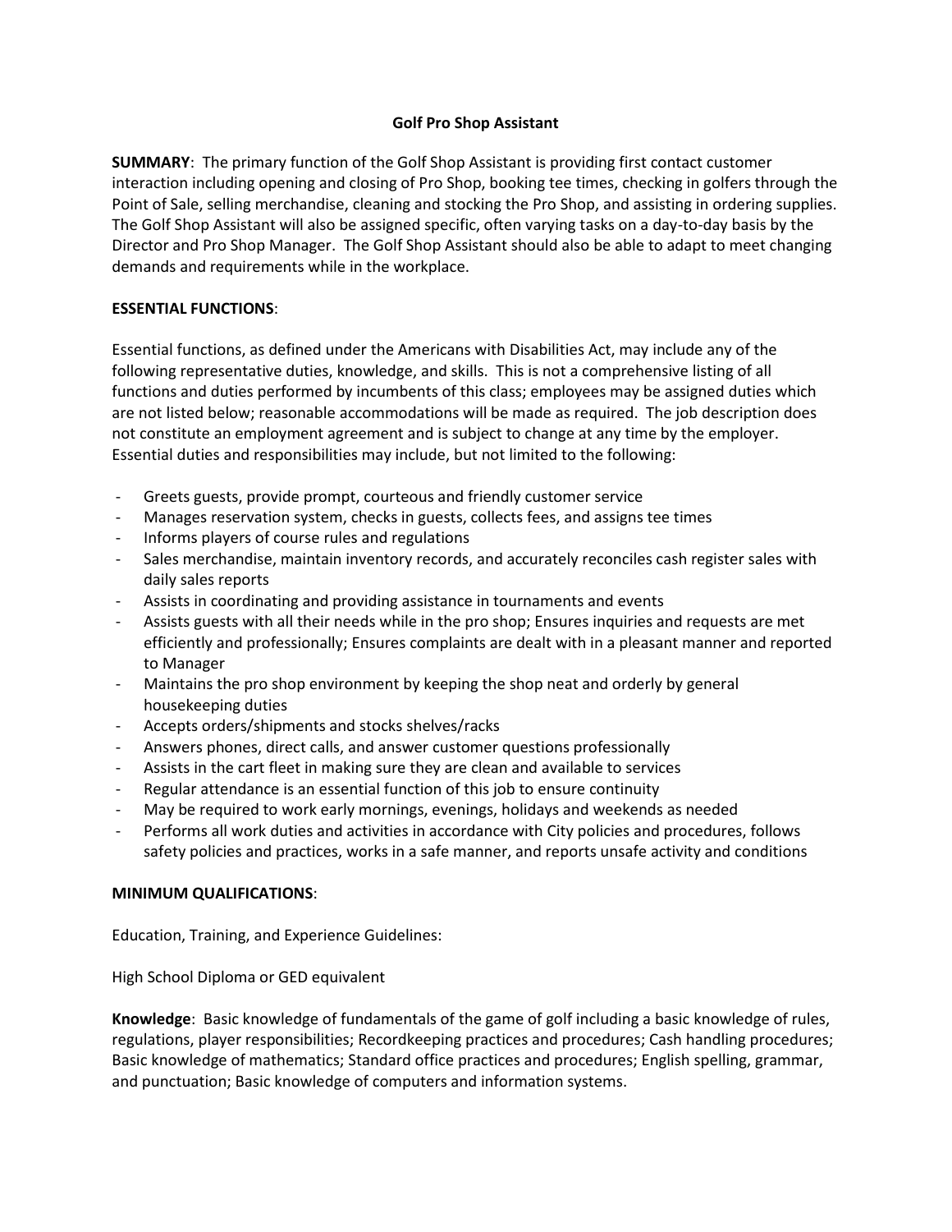# Golf Pro Shop Assistant

**SUMMARY**: The primary function of the Golf Shop Assistant is providing first contact customer interaction including opening and closing of Pro Shop, booking tee times, checking in golfers through the Point of Sale, selling merchandise, cleaning and stocking the Pro Shop, and assisting in ordering supplies. The Golf Shop Assistant will also be assigned specific, often varying tasks on a day-to-day basis by the Director and Pro Shop Manager. The Golf Shop Assistant should also be able to adapt to meet changing demands and requirements while in the workplace.

**ESSENTIAL FUNCTIONS**:

Essential functions, as defined under the Americans with Disabilities Act, may include any of the following representative duties, knowledge, and skills. This is not a comprehensive listing of all functions and duties performed by incumbents of this class; employees may be assigned duties which are not listed below; reasonable accommodations will be made as required. The job description does not constitute an employment agreement and is subject to change at any time by the employer. Essential duties and responsibilities may include, but not limited to the following:

- Greets guests, provide prompt, courteous and friendly customer service
- Manages reservation system, checks in guests, collects fees, and assigns tee times
- Informs players of course rules and regulations
- Sales merchandise, maintain inventory records, and accurately reconciles cash register sales with daily sales reports
- Assists in coordinating and providing assistance in tournaments and events
- Assists guests with all their needs while in the pro shop; Ensures inquiries and requests are met efficiently and professionally; Ensures complaints are dealt with in a pleasant manner and reported to Manager
- Maintains the pro shop environment by keeping the shop neat and orderly by general housekeeping duties
- Accepts orders/shipments and stocks shelves/racks
- Answers phones, direct calls, and answer customer questions professionally
- Assists in the cart fleet in making sure they are clean and available to services
- Regular attendance is an essential function of this job to ensure continuity
- May be required to work early mornings, evenings, holidays and weekends as needed
- Performs all work duties and activities in accordance with City policies and procedures, follows safety policies and practices, works in a safe manner, and reports unsafe activity and conditions

**MINIMUM QUALIFICATIONS**:

Education, Training, and Experience Guidelines:

High School Diploma or GED equivalent

**Knowledge**: Basic knowledge of fundamentals of the game of golf including a basic knowledge of rules, regulations, player responsibilities; Recordkeeping practices and procedures; Cash handling procedures; Basic knowledge of mathematics; Standard office practices and procedures; English spelling, grammar, and punctuation; Basic knowledge of computers and information systems.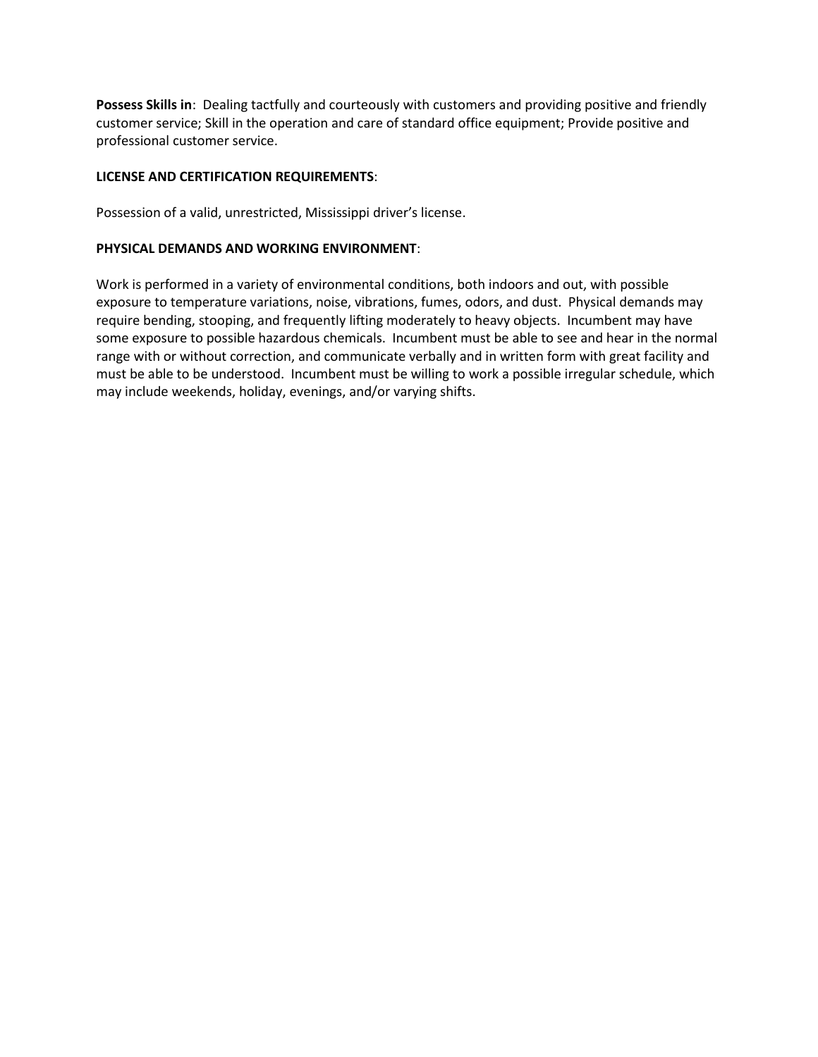**Possess Skills in**: Dealing tactfully and courteously with customers and providing positive and friendly customer service; Skill in the operation and care of standard office equipment; Provide positive and professional customer service.

**LICENSE AND CERTIFICATION REQUIREMENTS**:

Possession of a valid, unrestricted, Mississippi driver's license.

**PHYSICAL DEMANDS AND WORKING ENVIRONMENT**:

Work is performed in a variety of environmental conditions, both indoors and out, with possible exposure to temperature variations, noise, vibrations, fumes, odors, and dust. Physical demands may require bending, stooping, and frequently lifting moderately to heavy objects. Incumbent may have some exposure to possible hazardous chemicals. Incumbent must be able to see and hear in the normal range with or without correction, and communicate verbally and in written form with great facility and must be able to be understood. Incumbent must be willing to work a possible irregular schedule, which may include weekends, holiday, evenings, and/or varying shifts.